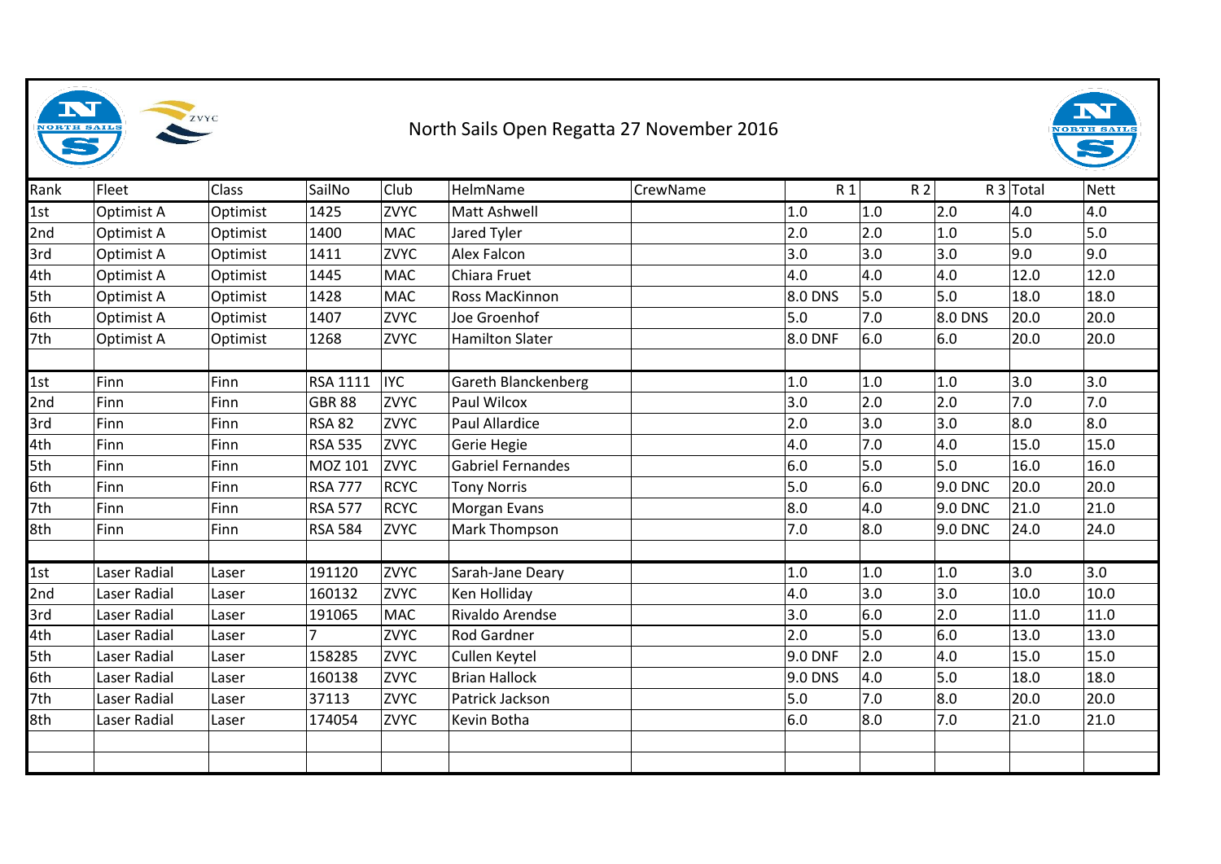# North Sails Open Regatta 27 November 2016

| Rank | Fleet | Class | SailNo | Club | HelmName | CrewName | R 1 | R 2 | R 3 | Total | Nett |
|---|---|---|---|---|---|---|---|---|---|---|---|
| 1st | Optimist A | Optimist | 1425 | ZVYC | Matt Ashwell | | 1.0 | 1.0 | 2.0 | 4.0 | 4.0 |
| 2nd | Optimist A | Optimist | 1400 | MAC | Jared Tyler | | 2.0 | 2.0 | 1.0 | 5.0 | 5.0 |
| 3rd | Optimist A | Optimist | 1411 | ZVYC | Alex Falcon | | 3.0 | 3.0 | 3.0 | 9.0 | 9.0 |
| 4th | Optimist A | Optimist | 1445 | MAC | Chiara Fruet | | 4.0 | 4.0 | 4.0 | 12.0 | 12.0 |
| 5th | Optimist A | Optimist | 1428 | MAC | Ross MacKinnon | | 8.0 DNS | 5.0 | 5.0 | 18.0 | 18.0 |
| 6th | Optimist A | Optimist | 1407 | ZVYC | Joe Groenhof | | 5.0 | 7.0 | 8.0 DNS | 20.0 | 20.0 |
| 7th | Optimist A | Optimist | 1268 | ZVYC | Hamilton Slater | | 8.0 DNF | 6.0 | 6.0 | 20.0 | 20.0 |
| | | | | | | | | | | | |
| 1st | Finn | Finn | RSA 1111 | IYC | Gareth Blanckenberg | | 1.0 | 1.0 | 1.0 | 3.0 | 3.0 |
| 2nd | Finn | Finn | GBR 88 | ZVYC | Paul Wilcox | | 3.0 | 2.0 | 2.0 | 7.0 | 7.0 |
| 3rd | Finn | Finn | RSA 82 | ZVYC | Paul Allardice | | 2.0 | 3.0 | 3.0 | 8.0 | 8.0 |
| 4th | Finn | Finn | RSA 535 | ZVYC | Gerie Hegie | | 4.0 | 7.0 | 4.0 | 15.0 | 15.0 |
| 5th | Finn | Finn | MOZ 101 | ZVYC | Gabriel Fernandes | | 6.0 | 5.0 | 5.0 | 16.0 | 16.0 |
| 6th | Finn | Finn | RSA 777 | RCYC | Tony Norris | | 5.0 | 6.0 | 9.0 DNC | 20.0 | 20.0 |
| 7th | Finn | Finn | RSA 577 | RCYC | Morgan Evans | | 8.0 | 4.0 | 9.0 DNC | 21.0 | 21.0 |
| 8th | Finn | Finn | RSA 584 | ZVYC | Mark Thompson | | 7.0 | 8.0 | 9.0 DNC | 24.0 | 24.0 |
| | | | | | | | | | | | |
| 1st | Laser Radial | Laser | 191120 | ZVYC | Sarah-Jane Deary | | 1.0 | 1.0 | 1.0 | 3.0 | 3.0 |
| 2nd | Laser Radial | Laser | 160132 | ZVYC | Ken Holliday | | 4.0 | 3.0 | 3.0 | 10.0 | 10.0 |
| 3rd | Laser Radial | Laser | 191065 | MAC | Rivaldo Arendse | | 3.0 | 6.0 | 2.0 | 11.0 | 11.0 |
| 4th | Laser Radial | Laser | 7 | ZVYC | Rod Gardner | | 2.0 | 5.0 | 6.0 | 13.0 | 13.0 |
| 5th | Laser Radial | Laser | 158285 | ZVYC | Cullen Keytel | | 9.0 DNF | 2.0 | 4.0 | 15.0 | 15.0 |
| 6th | Laser Radial | Laser | 160138 | ZVYC | Brian Hallock | | 9.0 DNS | 4.0 | 5.0 | 18.0 | 18.0 |
| 7th | Laser Radial | Laser | 37113 | ZVYC | Patrick Jackson | | 5.0 | 7.0 | 8.0 | 20.0 | 20.0 |
| 8th | Laser Radial | Laser | 174054 | ZVYC | Kevin Botha | | 6.0 | 8.0 | 7.0 | 21.0 | 21.0 |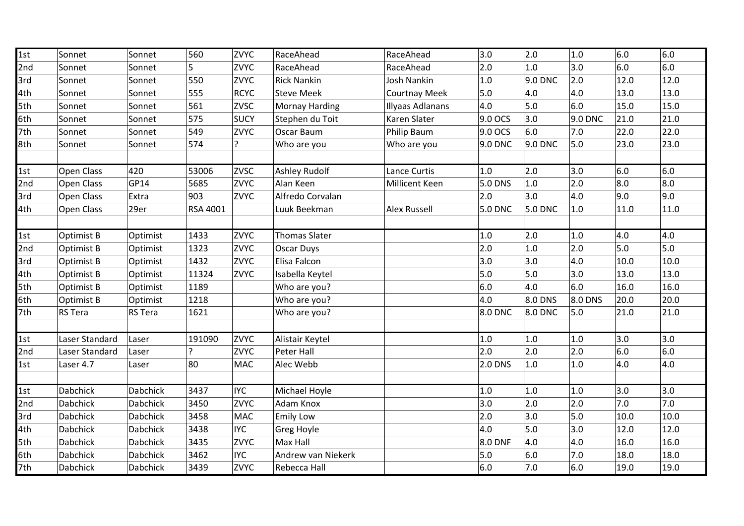| | | | | | | | | | | | |
|---|---|---|---|---|---|---|---|---|---|---|---|
| 1st | Sonnet | Sonnet | 560 | ZVYC | RaceAhead | RaceAhead | 3.0 | 2.0 | 1.0 | 6.0 | 6.0 |
| 2nd | Sonnet | Sonnet | 5 | ZVYC | RaceAhead | RaceAhead | 2.0 | 1.0 | 3.0 | 6.0 | 6.0 |
| 3rd | Sonnet | Sonnet | 550 | ZVYC | Rick Nankin | Josh Nankin | 1.0 | 9.0 DNC | 2.0 | 12.0 | 12.0 |
| 4th | Sonnet | Sonnet | 555 | RCYC | Steve Meek | Courtnay Meek | 5.0 | 4.0 | 4.0 | 13.0 | 13.0 |
| 5th | Sonnet | Sonnet | 561 | ZVSC | Mornay Harding | Illyaas Adlanans | 4.0 | 5.0 | 6.0 | 15.0 | 15.0 |
| 6th | Sonnet | Sonnet | 575 | SUCY | Stephen du Toit | Karen Slater | 9.0 OCS | 3.0 | 9.0 DNC | 21.0 | 21.0 |
| 7th | Sonnet | Sonnet | 549 | ZVYC | Oscar Baum | Philip Baum | 9.0 OCS | 6.0 | 7.0 | 22.0 | 22.0 |
| 8th | Sonnet | Sonnet | 574 | ? | Who are you | Who are you | 9.0 DNC | 9.0 DNC | 5.0 | 23.0 | 23.0 |
| | | | | | | | | | | | |
| 1st | Open Class | 420 | 53006 | ZVSC | Ashley Rudolf | Lance Curtis | 1.0 | 2.0 | 3.0 | 6.0 | 6.0 |
| 2nd | Open Class | GP14 | 5685 | ZVYC | Alan Keen | Millicent Keen | 5.0 DNS | 1.0 | 2.0 | 8.0 | 8.0 |
| 3rd | Open Class | Extra | 903 | ZVYC | Alfredo Corvalan | | 2.0 | 3.0 | 4.0 | 9.0 | 9.0 |
| 4th | Open Class | 29er | RSA 4001 | | Luuk Beekman | Alex Russell | 5.0 DNC | 5.0 DNC | 1.0 | 11.0 | 11.0 |
| | | | | | | | | | | | |
| 1st | Optimist B | Optimist | 1433 | ZVYC | Thomas Slater | | 1.0 | 2.0 | 1.0 | 4.0 | 4.0 |
| 2nd | Optimist B | Optimist | 1323 | ZVYC | Oscar Duys | | 2.0 | 1.0 | 2.0 | 5.0 | 5.0 |
| 3rd | Optimist B | Optimist | 1432 | ZVYC | Elisa Falcon | | 3.0 | 3.0 | 4.0 | 10.0 | 10.0 |
| 4th | Optimist B | Optimist | 11324 | ZVYC | Isabella Keytel | | 5.0 | 5.0 | 3.0 | 13.0 | 13.0 |
| 5th | Optimist B | Optimist | 1189 | | Who are you? | | 6.0 | 4.0 | 6.0 | 16.0 | 16.0 |
| 6th | Optimist B | Optimist | 1218 | | Who are you? | | 4.0 | 8.0 DNS | 8.0 DNS | 20.0 | 20.0 |
| 7th | RS Tera | RS Tera | 1621 | | Who are you? | | 8.0 DNC | 8.0 DNC | 5.0 | 21.0 | 21.0 |
| | | | | | | | | | | | |
| 1st | Laser Standard | Laser | 191090 | ZVYC | Alistair Keytel | | 1.0 | 1.0 | 1.0 | 3.0 | 3.0 |
| 2nd | Laser Standard | Laser | ? | ZVYC | Peter Hall | | 2.0 | 2.0 | 2.0 | 6.0 | 6.0 |
| 1st | Laser 4.7 | Laser | 80 | MAC | Alec Webb | | 2.0 DNS | 1.0 | 1.0 | 4.0 | 4.0 |
| | | | | | | | | | | | |
| 1st | Dabchick | Dabchick | 3437 | IYC | Michael Hoyle | | 1.0 | 1.0 | 1.0 | 3.0 | 3.0 |
| 2nd | Dabchick | Dabchick | 3450 | ZVYC | Adam Knox | | 3.0 | 2.0 | 2.0 | 7.0 | 7.0 |
| 3rd | Dabchick | Dabchick | 3458 | MAC | Emily Low | | 2.0 | 3.0 | 5.0 | 10.0 | 10.0 |
| 4th | Dabchick | Dabchick | 3438 | IYC | Greg Hoyle | | 4.0 | 5.0 | 3.0 | 12.0 | 12.0 |
| 5th | Dabchick | Dabchick | 3435 | ZVYC | Max Hall | | 8.0 DNF | 4.0 | 4.0 | 16.0 | 16.0 |
| 6th | Dabchick | Dabchick | 3462 | IYC | Andrew van Niekerk | | 5.0 | 6.0 | 7.0 | 18.0 | 18.0 |
| 7th | Dabchick | Dabchick | 3439 | ZVYC | Rebecca Hall | | 6.0 | 7.0 | 6.0 | 19.0 | 19.0 |